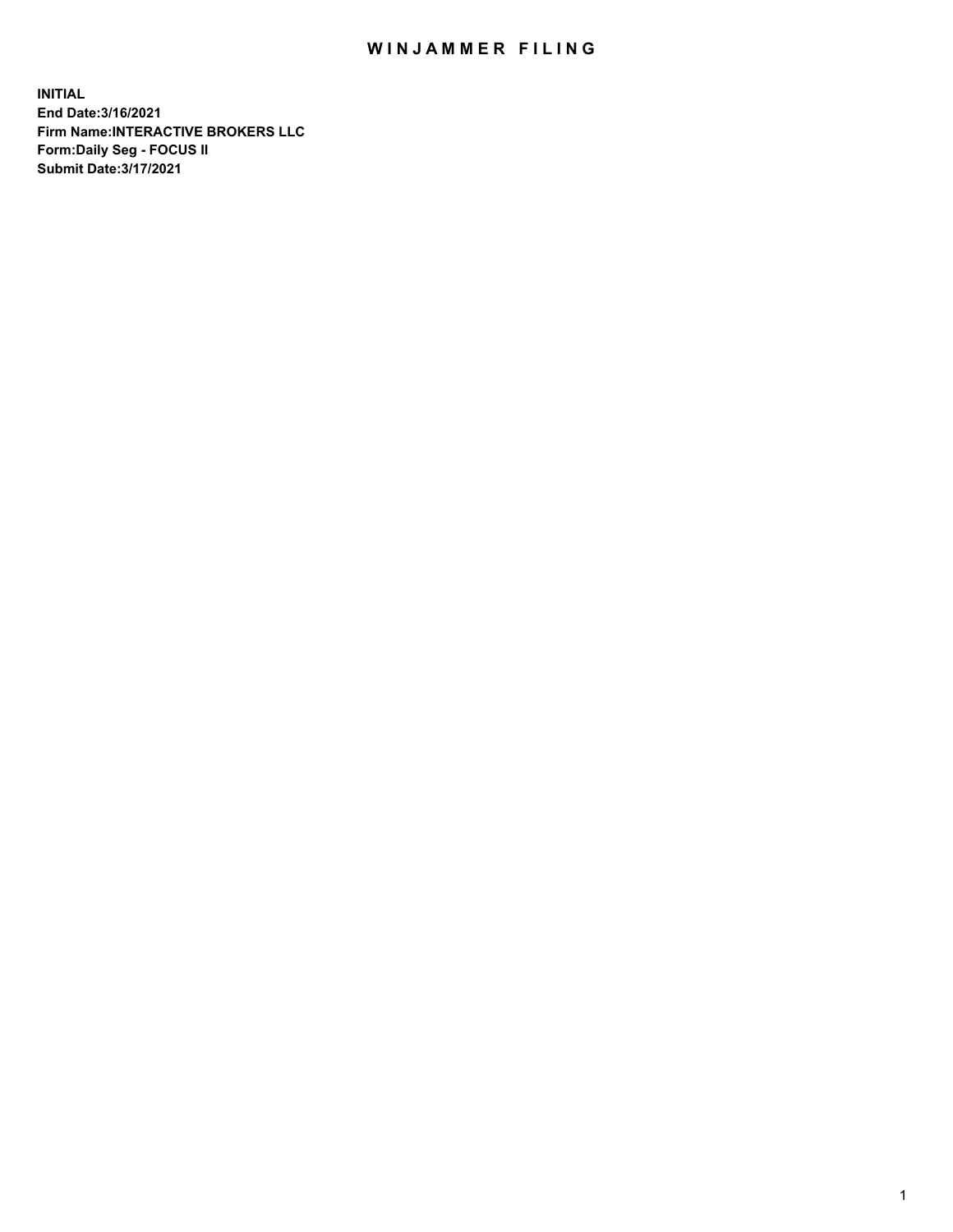# WINJAMMER FILING

**INITIAL**
**End Date:3/16/2021**
**Firm Name:INTERACTIVE BROKERS LLC**
**Form:Daily Seg - FOCUS II**
**Submit Date:3/17/2021**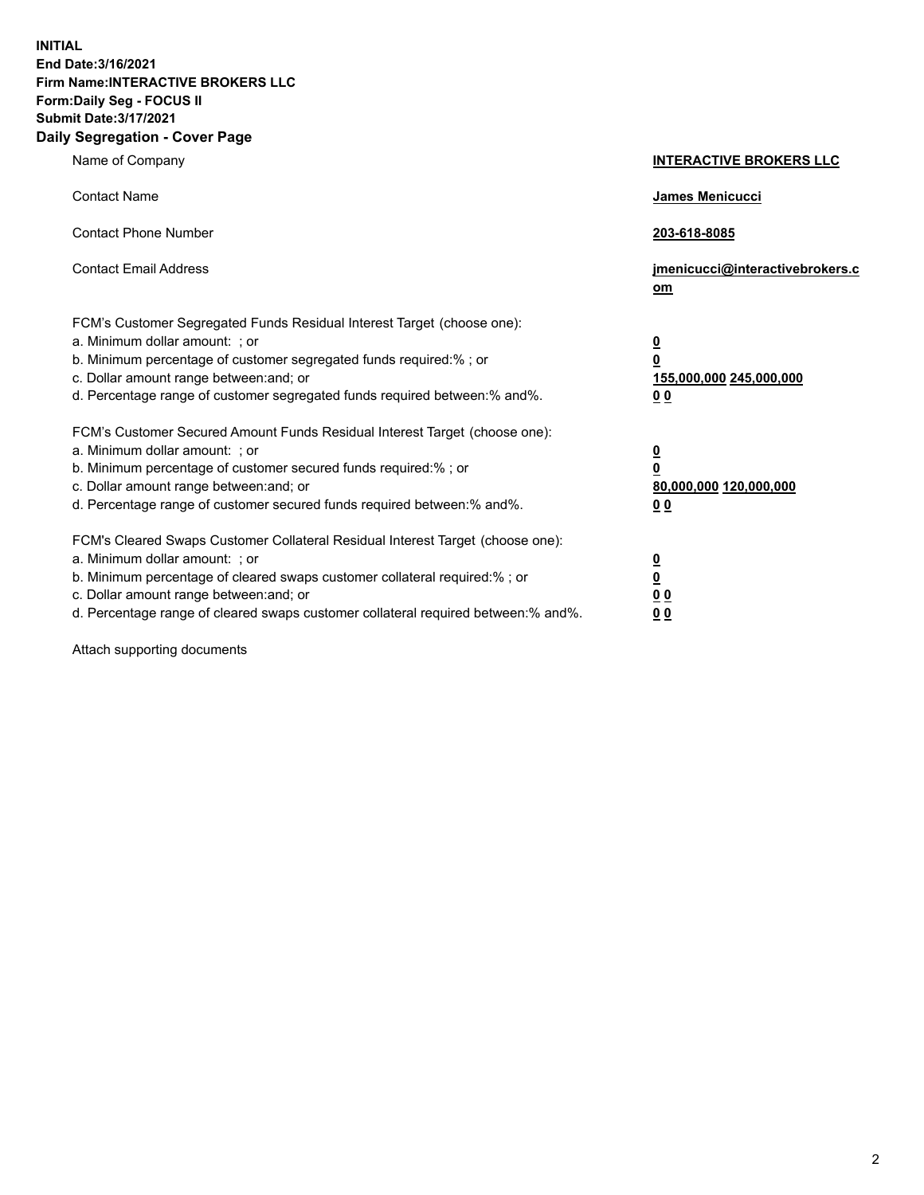**INITIAL**
**End Date:3/16/2021**
**Firm Name:INTERACTIVE BROKERS LLC**
**Form:Daily Seg - FOCUS II**
**Submit Date:3/17/2021**

## Daily Segregation - Cover Page

| | |
|---|---|
| Name of Company | **INTERACTIVE BROKERS LLC** |
| Contact Name | **James Menicucci** |
| Contact Phone Number | **203-618-8085** |
| Contact Email Address | **jmenicucci@interactivebrokers.com** |
| FCM's Customer Segregated Funds Residual Interest Target (choose one): | |
| a. Minimum dollar amount: ; or | **0** |
| b. Minimum percentage of customer segregated funds required:% ; or | **0** |
| c. Dollar amount range between:and; or | **155,000,000** **245,000,000** |
| d. Percentage range of customer segregated funds required between:% and%. | **0** **0** |
| FCM's Customer Secured Amount Funds Residual Interest Target (choose one): | |
| a. Minimum dollar amount: ; or | **0** |
| b. Minimum percentage of customer secured funds required:% ; or | **0** |
| c. Dollar amount range between:and; or | **80,000,000** **120,000,000** |
| d. Percentage range of customer secured funds required between:% and%. | **0** **0** |
| FCM's Cleared Swaps Customer Collateral Residual Interest Target (choose one): | |
| a. Minimum dollar amount: ; or | **0** |
| b. Minimum percentage of cleared swaps customer collateral required:% ; or | **0** |
| c. Dollar amount range between:and; or | **0** **0** |
| d. Percentage range of cleared swaps customer collateral required between:% and%. | **0** **0** |

Attach supporting documents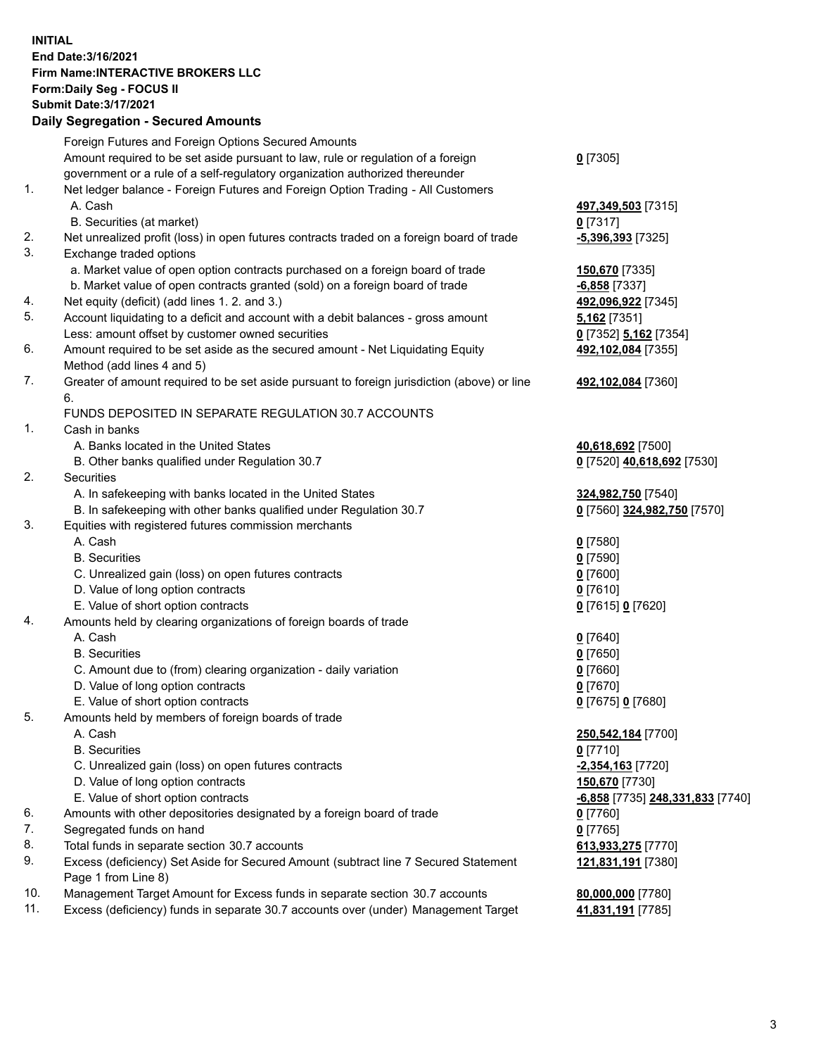**INITIAL**
**End Date:3/16/2021**
**Firm Name:INTERACTIVE BROKERS LLC**
**Form:Daily Seg - FOCUS II**
**Submit Date:3/17/2021**

## Daily Segregation - Secured Amounts

| | | |
|---|---|---|
| | Foreign Futures and Foreign Options Secured Amounts | |
| | Amount required to be set aside pursuant to law, rule or regulation of a foreign government or a rule of a self-regulatory organization authorized thereunder | **0** [7305] |
| 1. | Net ledger balance - Foreign Futures and Foreign Option Trading - All Customers | |
| | A. Cash | **497,349,503** [7315] |
| | B. Securities (at market) | **0** [7317] |
| 2. | Net unrealized profit (loss) in open futures contracts traded on a foreign board of trade | **-5,396,393** [7325] |
| 3. | Exchange traded options | |
| | a. Market value of open option contracts purchased on a foreign board of trade | **150,670** [7335] |
| | b. Market value of open contracts granted (sold) on a foreign board of trade | **-6,858** [7337] |
| 4. | Net equity (deficit) (add lines 1. 2. and 3.) | **492,096,922** [7345] |
| 5. | Account liquidating to a deficit and account with a debit balances - gross amount | **5,162** [7351] |
| | Less: amount offset by customer owned securities | **0** [7352] **5,162** [7354] |
| 6. | Amount required to be set aside as the secured amount - Net Liquidating Equity Method (add lines 4 and 5) | **492,102,084** [7355] |
| 7. | Greater of amount required to be set aside pursuant to foreign jurisdiction (above) or line 6. | **492,102,084** [7360] |
| | FUNDS DEPOSITED IN SEPARATE REGULATION 30.7 ACCOUNTS | |
| 1. | Cash in banks | |
| | A. Banks located in the United States | **40,618,692** [7500] |
| | B. Other banks qualified under Regulation 30.7 | **0** [7520] **40,618,692** [7530] |
| 2. | Securities | |
| | A. In safekeeping with banks located in the United States | **324,982,750** [7540] |
| | B. In safekeeping with other banks qualified under Regulation 30.7 | **0** [7560] **324,982,750** [7570] |
| 3. | Equities with registered futures commission merchants | |
| | A. Cash | **0** [7580] |
| | B. Securities | **0** [7590] |
| | C. Unrealized gain (loss) on open futures contracts | **0** [7600] |
| | D. Value of long option contracts | **0** [7610] |
| | E. Value of short option contracts | **0** [7615] **0** [7620] |
| 4. | Amounts held by clearing organizations of foreign boards of trade | |
| | A. Cash | **0** [7640] |
| | B. Securities | **0** [7650] |
| | C. Amount due to (from) clearing organization - daily variation | **0** [7660] |
| | D. Value of long option contracts | **0** [7670] |
| | E. Value of short option contracts | **0** [7675] **0** [7680] |
| 5. | Amounts held by members of foreign boards of trade | |
| | A. Cash | **250,542,184** [7700] |
| | B. Securities | **0** [7710] |
| | C. Unrealized gain (loss) on open futures contracts | **-2,354,163** [7720] |
| | D. Value of long option contracts | **150,670** [7730] |
| | E. Value of short option contracts | **-6,858** [7735] **248,331,833** [7740] |
| 6. | Amounts with other depositories designated by a foreign board of trade | **0** [7760] |
| 7. | Segregated funds on hand | **0** [7765] |
| 8. | Total funds in separate section 30.7 accounts | **613,933,275** [7770] |
| 9. | Excess (deficiency) Set Aside for Secured Amount (subtract line 7 Secured Statement Page 1 from Line 8) | **121,831,191** [7380] |
| 10. | Management Target Amount for Excess funds in separate section 30.7 accounts | **80,000,000** [7780] |
| 11. | Excess (deficiency) funds in separate 30.7 accounts over (under) Management Target | **41,831,191** [7785] |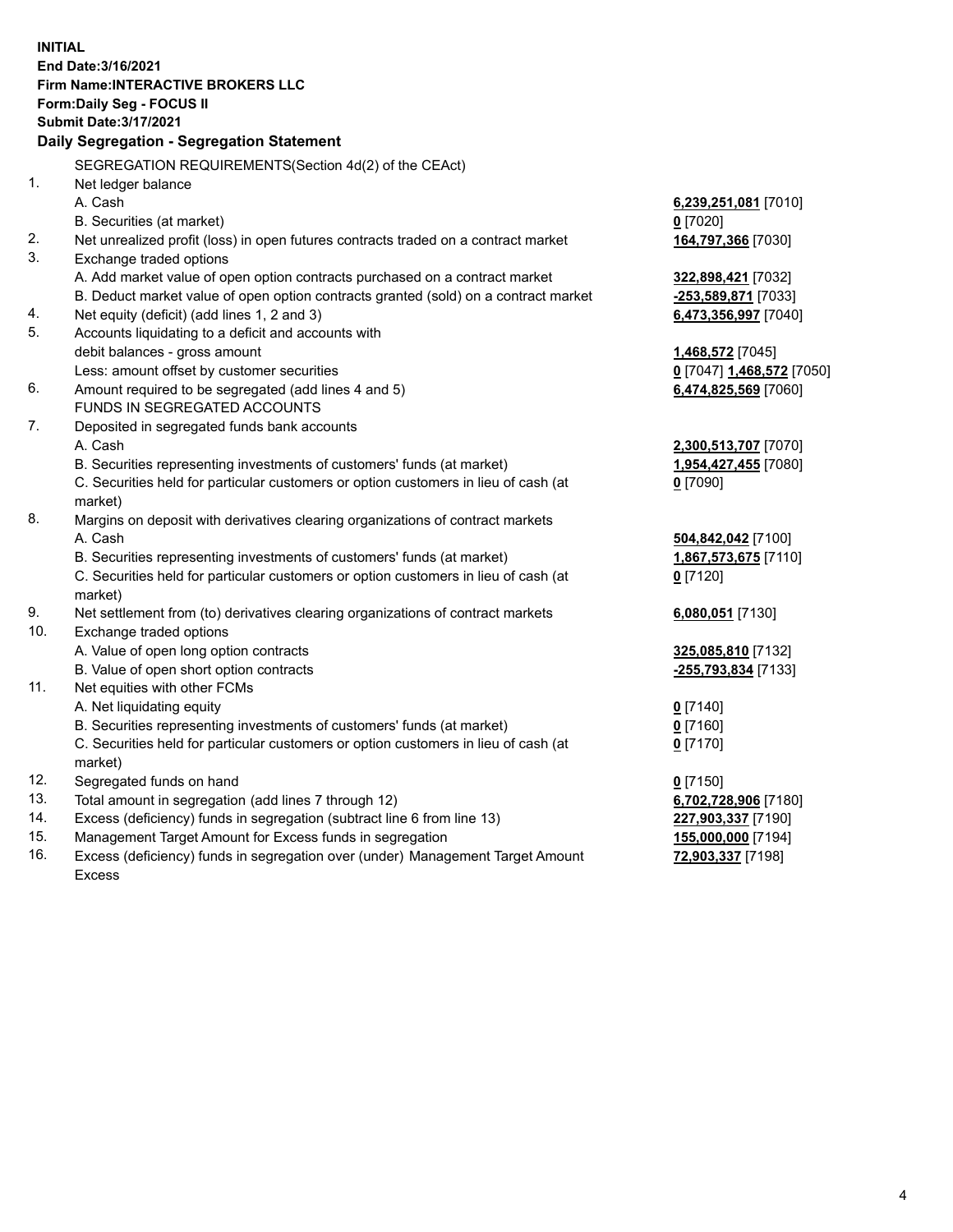**INITIAL**
**End Date:3/16/2021**
**Firm Name:INTERACTIVE BROKERS LLC**
**Form:Daily Seg - FOCUS II**
**Submit Date:3/17/2021**

**Daily Segregation - Segregation Statement**

SEGREGATION REQUIREMENTS(Section 4d(2) of the CEAct)

| | | |
|---|---|---|
| 1. | Net ledger balance | |
| | A. Cash | **6,239,251,081** [7010] |
| | B. Securities (at market) | **0** [7020] |
| 2. | Net unrealized profit (loss) in open futures contracts traded on a contract market | **164,797,366** [7030] |
| 3. | Exchange traded options | |
| | A. Add market value of open option contracts purchased on a contract market | **322,898,421** [7032] |
| | B. Deduct market value of open option contracts granted (sold) on a contract market | **-253,589,871** [7033] |
| 4. | Net equity (deficit) (add lines 1, 2 and 3) | **6,473,356,997** [7040] |
| 5. | Accounts liquidating to a deficit and accounts with debit balances - gross amount | **1,468,572** [7045] |
| | Less: amount offset by customer securities | **0** [7047] **1,468,572** [7050] |
| 6. | Amount required to be segregated (add lines 4 and 5) | **6,474,825,569** [7060] |
| | FUNDS IN SEGREGATED ACCOUNTS | |
| 7. | Deposited in segregated funds bank accounts | |
| | A. Cash | **2,300,513,707** [7070] |
| | B. Securities representing investments of customers' funds (at market) | **1,954,427,455** [7080] |
| | C. Securities held for particular customers or option customers in lieu of cash (at market) | **0** [7090] |
| 8. | Margins on deposit with derivatives clearing organizations of contract markets | |
| | A. Cash | **504,842,042** [7100] |
| | B. Securities representing investments of customers' funds (at market) | **1,867,573,675** [7110] |
| | C. Securities held for particular customers or option customers in lieu of cash (at market) | **0** [7120] |
| 9. | Net settlement from (to) derivatives clearing organizations of contract markets | **6,080,051** [7130] |
| 10. | Exchange traded options | |
| | A. Value of open long option contracts | **325,085,810** [7132] |
| | B. Value of open short option contracts | **-255,793,834** [7133] |
| 11. | Net equities with other FCMs | |
| | A. Net liquidating equity | **0** [7140] |
| | B. Securities representing investments of customers' funds (at market) | **0** [7160] |
| | C. Securities held for particular customers or option customers in lieu of cash (at market) | **0** [7170] |
| 12. | Segregated funds on hand | **0** [7150] |
| 13. | Total amount in segregation (add lines 7 through 12) | **6,702,728,906** [7180] |
| 14. | Excess (deficiency) funds in segregation (subtract line 6 from line 13) | **227,903,337** [7190] |
| 15. | Management Target Amount for Excess funds in segregation | **155,000,000** [7194] |
| 16. | Excess (deficiency) funds in segregation over (under) Management Target Amount Excess | **72,903,337** [7198] |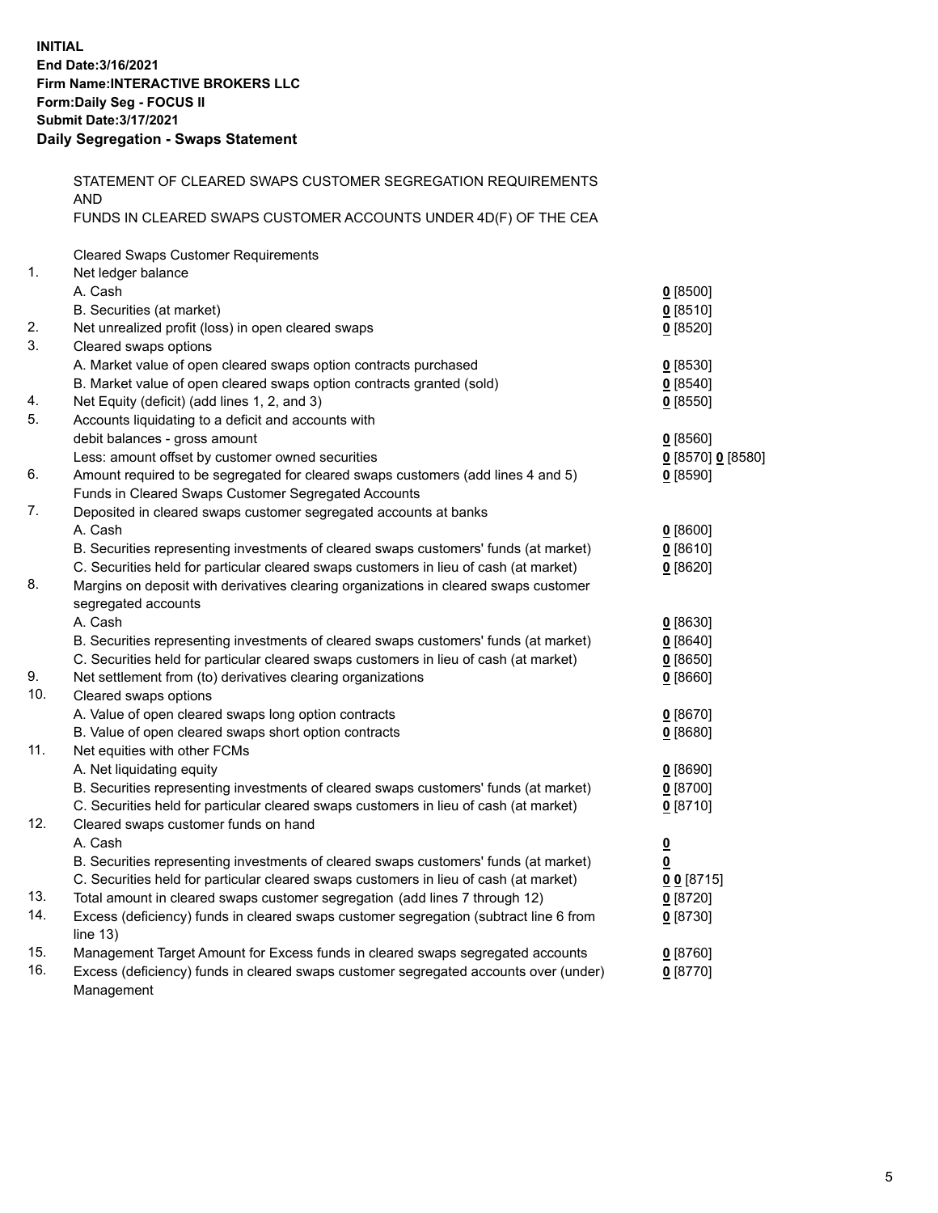**INITIAL**
**End Date:3/16/2021**
**Firm Name:INTERACTIVE BROKERS LLC**
**Form:Daily Seg - FOCUS II**
**Submit Date:3/17/2021**
**Daily Segregation - Swaps Statement**

STATEMENT OF CLEARED SWAPS CUSTOMER SEGREGATION REQUIREMENTS AND FUNDS IN CLEARED SWAPS CUSTOMER ACCOUNTS UNDER 4D(F) OF THE CEA

| | | |
|---|---|---|
| | Cleared Swaps Customer Requirements | |
| 1. | Net ledger balance | |
| | A. Cash | 0 [8500] |
| | B. Securities (at market) | 0 [8510] |
| 2. | Net unrealized profit (loss) in open cleared swaps | 0 [8520] |
| 3. | Cleared swaps options | |
| | A. Market value of open cleared swaps option contracts purchased | 0 [8530] |
| | B. Market value of open cleared swaps option contracts granted (sold) | 0 [8540] |
| 4. | Net Equity (deficit) (add lines 1, 2, and 3) | 0 [8550] |
| 5. | Accounts liquidating to a deficit and accounts with debit balances - gross amount | 0 [8560] |
| | Less: amount offset by customer owned securities | 0 [8570] 0 [8580] |
| 6. | Amount required to be segregated for cleared swaps customers (add lines 4 and 5) | 0 [8590] |
| | Funds in Cleared Swaps Customer Segregated Accounts | |
| 7. | Deposited in cleared swaps customer segregated accounts at banks | |
| | A. Cash | 0 [8600] |
| | B. Securities representing investments of cleared swaps customers' funds (at market) | 0 [8610] |
| | C. Securities held for particular cleared swaps customers in lieu of cash (at market) | 0 [8620] |
| 8. | Margins on deposit with derivatives clearing organizations in cleared swaps customer segregated accounts | |
| | A. Cash | 0 [8630] |
| | B. Securities representing investments of cleared swaps customers' funds (at market) | 0 [8640] |
| | C. Securities held for particular cleared swaps customers in lieu of cash (at market) | 0 [8650] |
| 9. | Net settlement from (to) derivatives clearing organizations | 0 [8660] |
| 10. | Cleared swaps options | |
| | A. Value of open cleared swaps long option contracts | 0 [8670] |
| | B. Value of open cleared swaps short option contracts | 0 [8680] |
| 11. | Net equities with other FCMs | |
| | A. Net liquidating equity | 0 [8690] |
| | B. Securities representing investments of cleared swaps customers' funds (at market) | 0 [8700] |
| | C. Securities held for particular cleared swaps customers in lieu of cash (at market) | 0 [8710] |
| 12. | Cleared swaps customer funds on hand | |
| | A. Cash | 0 |
| | B. Securities representing investments of cleared swaps customers' funds (at market) | 0 |
| | C. Securities held for particular cleared swaps customers in lieu of cash (at market) | 0 0 [8715] |
| 13. | Total amount in cleared swaps customer segregation (add lines 7 through 12) | 0 [8720] |
| 14. | Excess (deficiency) funds in cleared swaps customer segregation (subtract line 6 from line 13) | 0 [8730] |
| 15. | Management Target Amount for Excess funds in cleared swaps segregated accounts | 0 [8760] |
| 16. | Excess (deficiency) funds in cleared swaps customer segregated accounts over (under) Management | 0 [8770] |